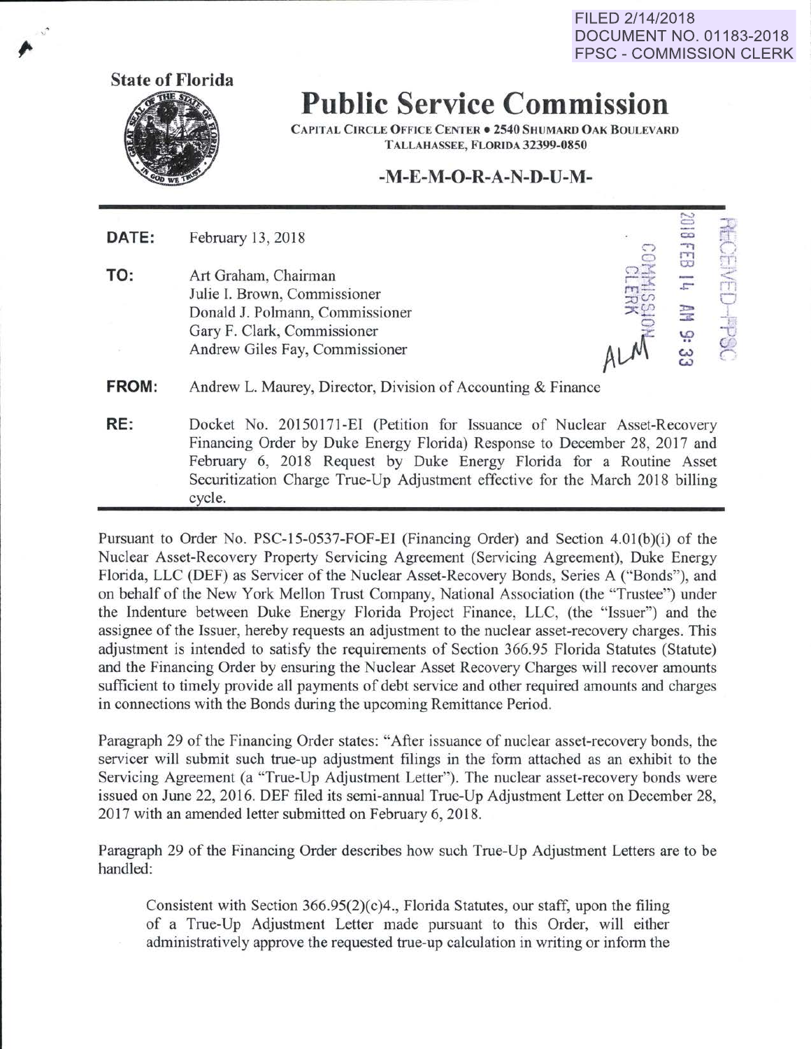FILED 2/14/2018
DOCUMENT NO. 01183-2018
FPSC - COMMISSION CLERK

State of Florida

# Public Service Commission

CAPITAL CIRCLE OFFICE CENTER • 2540 SHUMARD OAK BOULEVARD
TALLAHASSEE, FLORIDA 32399-0850

## -M-E-M-O-R-A-N-D-U-M-

2018 FEB 14 AM 9:33
RECEIVED-FPSC
COMMISSION CLERK

**DATE:** February 13, 2018

**TO:** Art Graham, Chairman
Julie I. Brown, Commissioner
Donald J. Polmann, Commissioner
Gary F. Clark, Commissioner
Andrew Giles Fay, Commissioner

**FROM:** Andrew L. Maurey, Director, Division of Accounting & Finance

ALM

**RE:** Docket No. 20150171-EI (Petition for Issuance of Nuclear Asset-Recovery Financing Order by Duke Energy Florida) Response to December 28, 2017 and February 6, 2018 Request by Duke Energy Florida for a Routine Asset Securitization Charge True-Up Adjustment effective for the March 2018 billing cycle.

---

Pursuant to Order No. PSC-15-0537-FOF-EI (Financing Order) and Section 4.01(b)(i) of the Nuclear Asset-Recovery Property Servicing Agreement (Servicing Agreement), Duke Energy Florida, LLC (DEF) as Servicer of the Nuclear Asset-Recovery Bonds, Series A ("Bonds"), and on behalf of the New York Mellon Trust Company, National Association (the "Trustee") under the Indenture between Duke Energy Florida Project Finance, LLC, (the "Issuer") and the assignee of the Issuer, hereby requests an adjustment to the nuclear asset-recovery charges. This adjustment is intended to satisfy the requirements of Section 366.95 Florida Statutes (Statute) and the Financing Order by ensuring the Nuclear Asset Recovery Charges will recover amounts sufficient to timely provide all payments of debt service and other required amounts and charges in connections with the Bonds during the upcoming Remittance Period.

Paragraph 29 of the Financing Order states: "After issuance of nuclear asset-recovery bonds, the servicer will submit such true-up adjustment filings in the form attached as an exhibit to the Servicing Agreement (a "True-Up Adjustment Letter"). The nuclear asset-recovery bonds were issued on June 22, 2016. DEF filed its semi-annual True-Up Adjustment Letter on December 28, 2017 with an amended letter submitted on February 6, 2018.

Paragraph 29 of the Financing Order describes how such True-Up Adjustment Letters are to be handled:

> Consistent with Section 366.95(2)(c)4., Florida Statutes, our staff, upon the filing of a True-Up Adjustment Letter made pursuant to this Order, will either administratively approve the requested true-up calculation in writing or inform the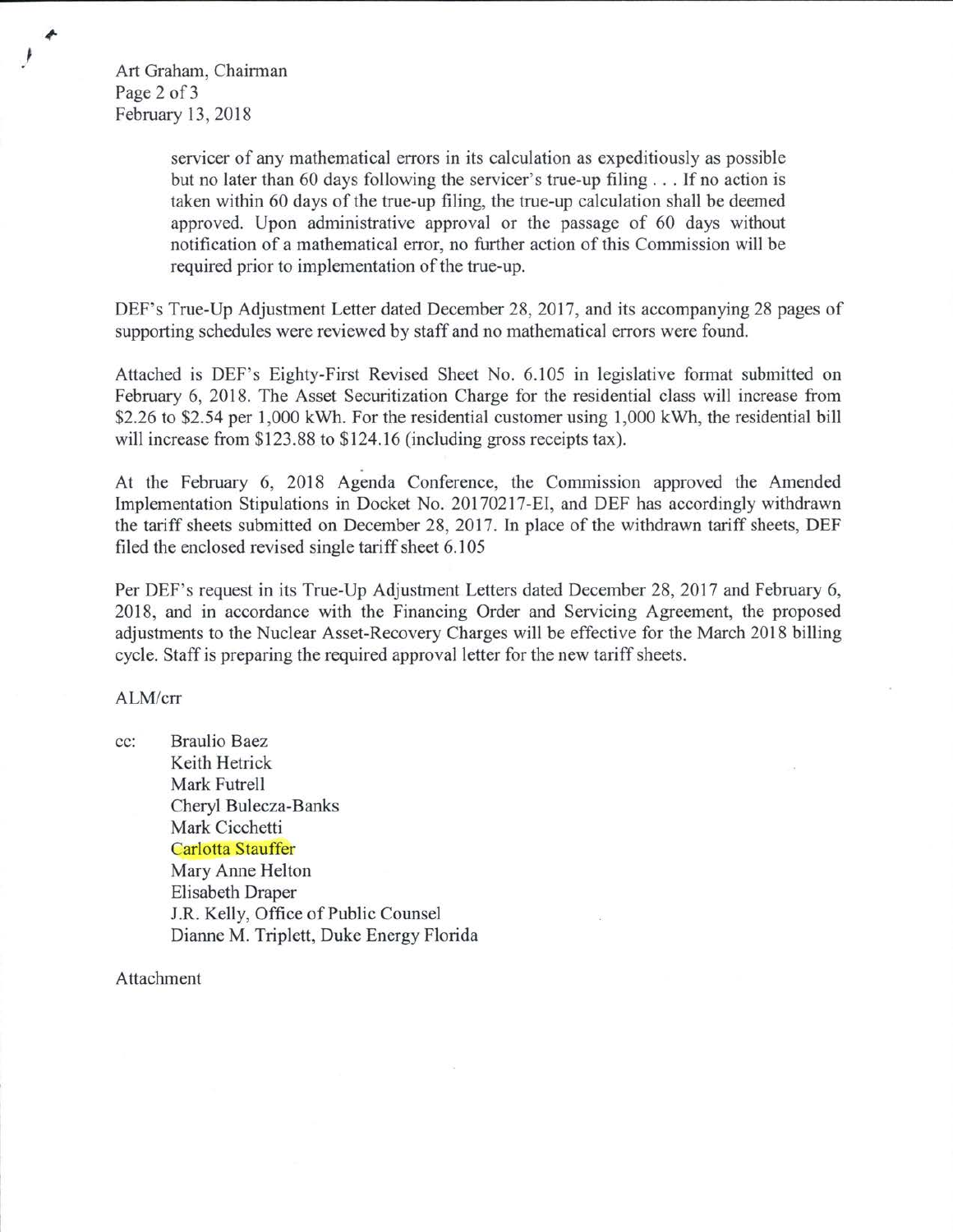> servicer of any mathematical errors in its calculation as expeditiously as possible but no later than 60 days following the servicer's true-up filing . . . If no action is taken within 60 days of the true-up filing, the true-up calculation shall be deemed approved. Upon administrative approval or the passage of 60 days without notification of a mathematical error, no further action of this Commission will be required prior to implementation of the true-up.

DEF's True-Up Adjustment Letter dated December 28, 2017, and its accompanying 28 pages of supporting schedules were reviewed by staff and no mathematical errors were found.

Attached is DEF's Eighty-First Revised Sheet No. 6.105 in legislative format submitted on February 6, 2018. The Asset Securitization Charge for the residential class will increase from $2.26 to $2.54 per 1,000 kWh. For the residential customer using 1,000 kWh, the residential bill will increase from $123.88 to $124.16 (including gross receipts tax).

At the February 6, 2018 Agenda Conference, the Commission approved the Amended Implementation Stipulations in Docket No. 20170217-EI, and DEF has accordingly withdrawn the tariff sheets submitted on December 28, 2017. In place of the withdrawn tariff sheets, DEF filed the enclosed revised single tariff sheet 6.105

Per DEF's request in its True-Up Adjustment Letters dated December 28, 2017 and February 6, 2018, and in accordance with the Financing Order and Servicing Agreement, the proposed adjustments to the Nuclear Asset-Recovery Charges will be effective for the March 2018 billing cycle. Staff is preparing the required approval letter for the new tariff sheets.

ALM/crr

cc: Braulio Baez
Keith Hetrick
Mark Futrell
Cheryl Bulecza-Banks
Mark Cicchetti
Carlotta Stauffer
Mary Anne Helton
Elisabeth Draper
J.R. Kelly, Office of Public Counsel
Dianne M. Triplett, Duke Energy Florida

Attachment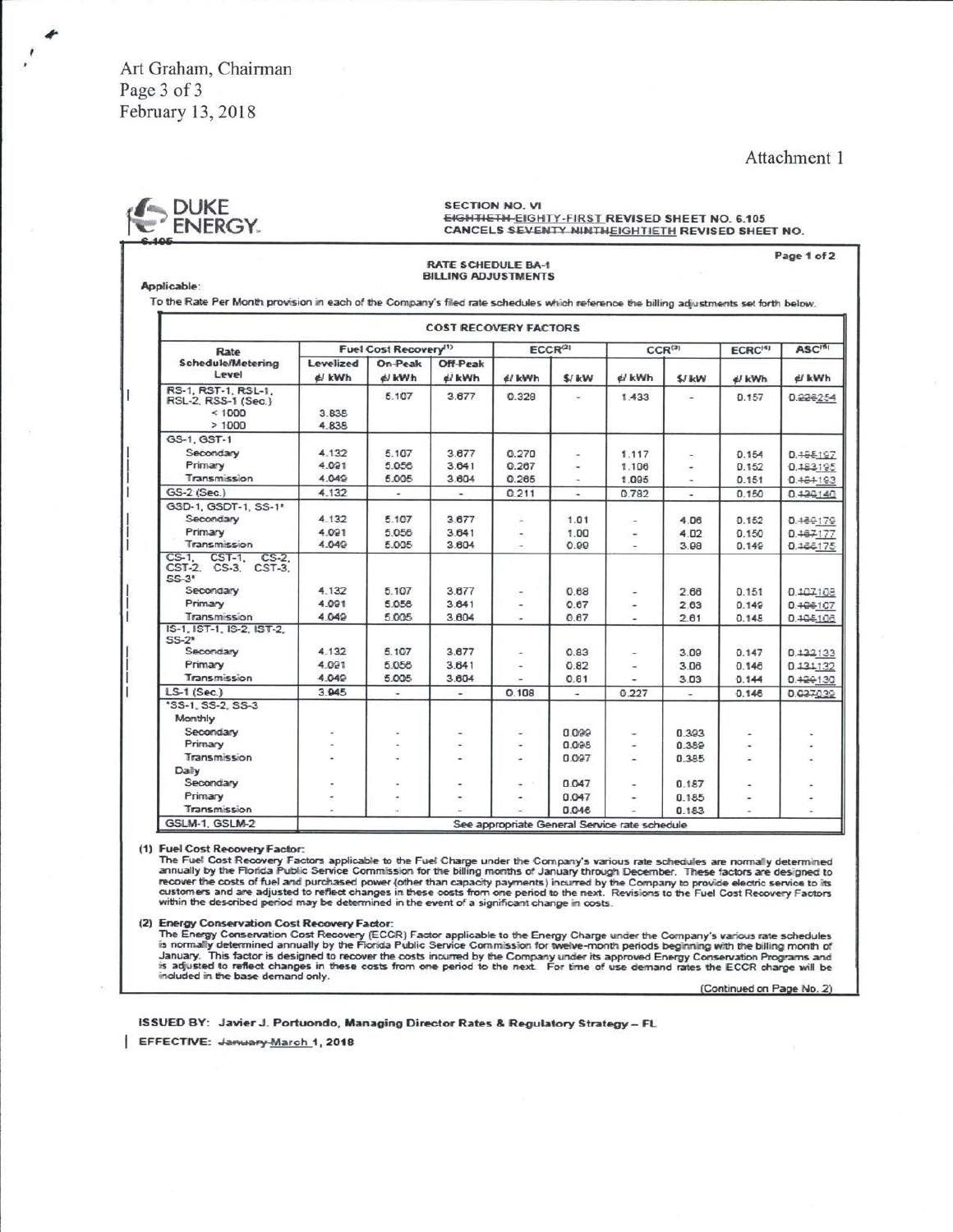Art Graham, Chairman
February 13, 2018

Attachment 1

DUKE ENERGY

SECTION NO. VI
~~EIGHTIETH~~ EIGHTY-FIRST REVISED SHEET NO. 6.105
CANCELS ~~SEVENTY-NINTH~~ EIGHTIETH REVISED SHEET NO. 6.105

Page 1 of 2

## RATE SCHEDULE BA-1
## BILLING ADJUSTMENTS

**Applicable:**

To the Rate Per Month provision in each of the Company's filed rate schedules which reference the billing adjustments set forth below.

| COST RECOVERY FACTORS | | | | | | | | | |
|---|---|---|---|---|---|---|---|---|---|
| Rate Schedule/Metering Level | Fuel Cost Recovery(1) | | | ECCR(2) | | CCR(3) | | ECRC(4) | ASC(5) |
| | Levelized ¢/ kWh | On-Peak ¢/ kWh | Off-Peak ¢/ kWh | ¢/ kWh | $/ kW | ¢/ kWh | $/ kW | ¢/ kWh | ¢/ kWh |
| RS-1, RST-1, RSL-1, RSL-2, RSS-1 (Sec.) | | 5.107 | 3.677 | 0.329 | - | 1.433 | - | 0.157 | ~~0.226~~ 254 |
| < 1000 | 3.838 | | | | | | | | |
| > 1000 | 4.838 | | | | | | | | |
| GS-1, GST-1 | | | | | | | | | |
| Secondary | 4.132 | 5.107 | 3.677 | 0.270 | - | 1.117 | - | 0.154 | 0.~~155~~ 197 |
| Primary | 4.091 | 5.056 | 3.641 | 0.267 | - | 1.106 | - | 0.152 | 0.~~153~~ 195 |
| Transmission | 4.049 | 5.005 | 3.604 | 0.265 | - | 1.095 | - | 0.151 | 0.~~151~~ 193 |
| GS-2 (Sec.) | 4.132 | - | - | 0.211 | - | 0.782 | - | 0.150 | 0.~~130~~ 140 |
| GSD-1, GSDT-1, SS-1* | | | | | | | | | |
| Secondary | 4.132 | 5.107 | 3.677 | - | 1.01 | - | 4.06 | 0.152 | 0.~~180~~ 179 |
| Primary | 4.091 | 5.056 | 3.641 | - | 1.00 | - | 4.02 | 0.150 | 0.~~187~~ 177 |
| Transmission | 4.049 | 5.005 | 3.604 | - | 0.99 | - | 3.98 | 0.149 | 0.~~165~~ 175 |
| CS-1, CST-1, CS-2, CST-2, CS-3, CST-3, SS-3* | | | | | | | | | |
| Secondary | 4.132 | 5.107 | 3.677 | - | 0.68 | - | 2.66 | 0.151 | 0.~~107~~ 108 |
| Primary | 4.091 | 5.056 | 3.641 | - | 0.67 | - | 2.63 | 0.149 | 0.~~106~~ 107 |
| Transmission | 4.049 | 5.005 | 3.604 | - | 0.67 | - | 2.61 | 0.148 | 0.~~105~~ 106 |
| IS-1, IST-1, IS-2, IST-2, SS-2* | | | | | | | | | |
| Secondary | 4.132 | 5.107 | 3.677 | - | 0.83 | - | 3.09 | 0.147 | 0.~~132~~ 133 |
| Primary | 4.091 | 5.056 | 3.641 | - | 0.82 | - | 3.06 | 0.146 | 0.~~131~~ 132 |
| Transmission | 4.049 | 5.005 | 3.604 | - | 0.81 | - | 3.03 | 0.144 | 0.~~129~~ 130 |
| LS-1 (Sec.) | 3.945 | - | - | 0.108 | - | 0.227 | - | 0.146 | 0.~~027~~ 032 |
| *SS-1, SS-2, SS-3 | | | | | | | | | |
| Monthly | | | | | | | | | |
| Secondary | - | - | - | - | 0.099 | - | 0.393 | - | - |
| Primary | - | - | - | - | 0.098 | - | 0.389 | - | - |
| Transmission | - | - | - | - | 0.097 | - | 0.385 | - | - |
| Daily | | | | | | | | | |
| Secondary | - | - | - | - | 0.047 | - | 0.187 | - | - |
| Primary | - | - | - | - | 0.047 | - | 0.185 | - | - |
| Transmission | - | - | - | - | 0.046 | - | 0.183 | - | - |
| GSLM-1, GSLM-2 | See appropriate General Service rate schedule | | | | | | | | |

**(1) Fuel Cost Recovery Factor:**
The Fuel Cost Recovery Factors applicable to the Fuel Charge under the Company's various rate schedules are normally determined annually by the Florida Public Service Commission for the billing months of January through December. These factors are designed to recover the costs of fuel and purchased power (other than capacity payments) incurred by the Company to provide electric service to its customers and are adjusted to reflect changes in these costs from one period to the next. Revisions to the Fuel Cost Recovery Factors within the described period may be determined in the event of a significant change in costs.

**(2) Energy Conservation Cost Recovery Factor:**
The Energy Conservation Cost Recovery (ECCR) Factor applicable to the Energy Charge under the Company's various rate schedules is normally determined annually by the Florida Public Service Commission for twelve-month periods beginning with the billing month of January. This factor is designed to recover the costs incurred by the Company under its approved Energy Conservation Programs and is adjusted to reflect changes in these costs from one period to the next. For time of use demand rates the ECCR charge will be included in the base demand only.

(Continued on Page No. 2)

**ISSUED BY:** Javier J. Portuondo, Managing Director Rates & Regulatory Strategy – FL

**EFFECTIVE:** ~~January~~ March 1, 2018